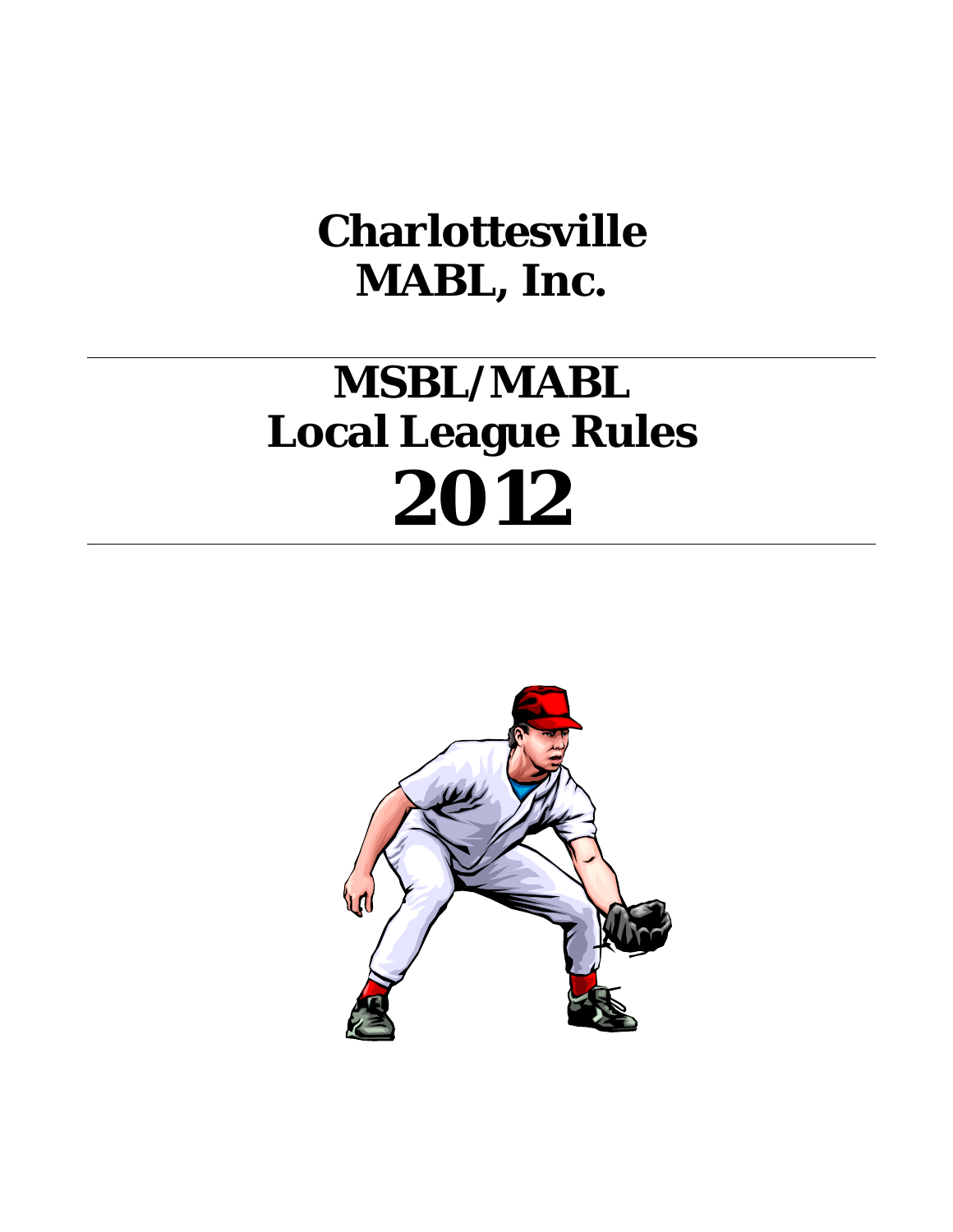# Charlottesville MABL, Inc.

---

# MSBL/MABL Local League Rules 2012

---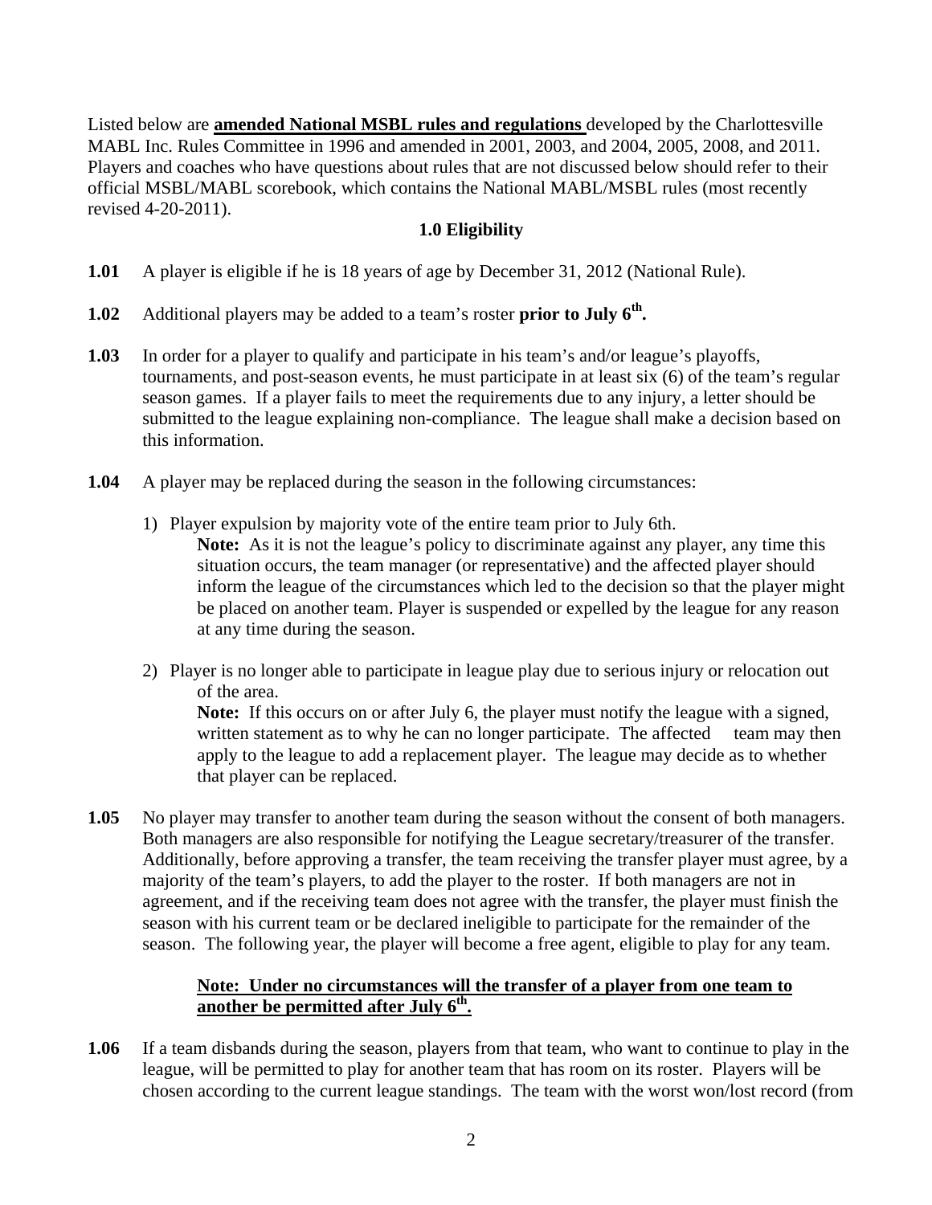Listed below are **amended National MSBL rules and regulations** developed by the Charlottesville MABL Inc. Rules Committee in 1996 and amended in 2001, 2003, and 2004, 2005, 2008, and 2011. Players and coaches who have questions about rules that are not discussed below should refer to their official MSBL/MABL scorebook, which contains the National MABL/MSBL rules (most recently revised 4-20-2011).

## 1.0 Eligibility

**1.01** A player is eligible if he is 18 years of age by December 31, 2012 (National Rule).

**1.02** Additional players may be added to a team's roster **prior to July 6th.**

**1.03** In order for a player to qualify and participate in his team's and/or league's playoffs, tournaments, and post-season events, he must participate in at least six (6) of the team's regular season games. If a player fails to meet the requirements due to any injury, a letter should be submitted to the league explaining non-compliance. The league shall make a decision based on this information.

**1.04** A player may be replaced during the season in the following circumstances:

1) Player expulsion by majority vote of the entire team prior to July 6th.
   **Note:** As it is not the league's policy to discriminate against any player, any time this situation occurs, the team manager (or representative) and the affected player should inform the league of the circumstances which led to the decision so that the player might be placed on another team. Player is suspended or expelled by the league for any reason at any time during the season.

2) Player is no longer able to participate in league play due to serious injury or relocation out of the area.
   **Note:** If this occurs on or after July 6, the player must notify the league with a signed, written statement as to why he can no longer participate. The affected team may then apply to the league to add a replacement player. The league may decide as to whether that player can be replaced.

**1.05** No player may transfer to another team during the season without the consent of both managers. Both managers are also responsible for notifying the League secretary/treasurer of the transfer. Additionally, before approving a transfer, the team receiving the transfer player must agree, by a majority of the team's players, to add the player to the roster. If both managers are not in agreement, and if the receiving team does not agree with the transfer, the player must finish the season with his current team or be declared ineligible to participate for the remainder of the season. The following year, the player will become a free agent, eligible to play for any team.

**Note: Under no circumstances will the transfer of a player from one team to another be permitted after July 6th.**

**1.06** If a team disbands during the season, players from that team, who want to continue to play in the league, will be permitted to play for another team that has room on its roster. Players will be chosen according to the current league standings. The team with the worst won/lost record (from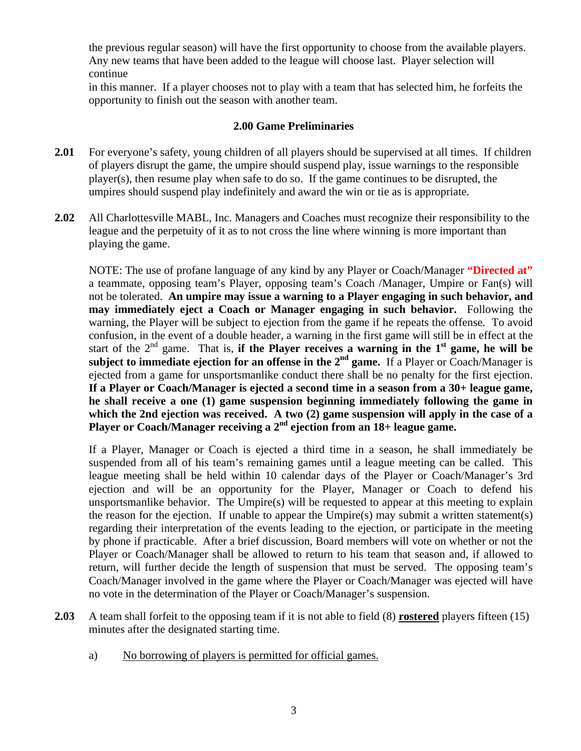the previous regular season) will have the first opportunity to choose from the available players. Any new teams that have been added to the league will choose last. Player selection will continue
in this manner. If a player chooses not to play with a team that has selected him, he forfeits the opportunity to finish out the season with another team.

## 2.00 Game Preliminaries

**2.01** For everyone's safety, young children of all players should be supervised at all times. If children of players disrupt the game, the umpire should suspend play, issue warnings to the responsible player(s), then resume play when safe to do so. If the game continues to be disrupted, the umpires should suspend play indefinitely and award the win or tie as is appropriate.

**2.02** All Charlottesville MABL, Inc. Managers and Coaches must recognize their responsibility to the league and the perpetuity of it as to not cross the line where winning is more important than playing the game.

NOTE: The use of profane language of any kind by any Player or Coach/Manager **"Directed at"** a teammate, opposing team's Player, opposing team's Coach /Manager, Umpire or Fan(s) will not be tolerated. **An umpire may issue a warning to a Player engaging in such behavior, and may immediately eject a Coach or Manager engaging in such behavior.** Following the warning, the Player will be subject to ejection from the game if he repeats the offense. To avoid confusion, in the event of a double header, a warning in the first game will still be in effect at the start of the 2nd game. That is, **if the Player receives a warning in the 1st game, he will be subject to immediate ejection for an offense in the 2nd game.** If a Player or Coach/Manager is ejected from a game for unsportsmanlike conduct there shall be no penalty for the first ejection. **If a Player or Coach/Manager is ejected a second time in a season from a 30+ league game, he shall receive a one (1) game suspension beginning immediately following the game in which the 2nd ejection was received. A two (2) game suspension will apply in the case of a Player or Coach/Manager receiving a 2nd ejection from an 18+ league game.**

If a Player, Manager or Coach is ejected a third time in a season, he shall immediately be suspended from all of his team's remaining games until a league meeting can be called. This league meeting shall be held within 10 calendar days of the Player or Coach/Manager's 3rd ejection and will be an opportunity for the Player, Manager or Coach to defend his unsportsmanlike behavior. The Umpire(s) will be requested to appear at this meeting to explain the reason for the ejection. If unable to appear the Umpire(s) may submit a written statement(s) regarding their interpretation of the events leading to the ejection, or participate in the meeting by phone if practicable. After a brief discussion, Board members will vote on whether or not the Player or Coach/Manager shall be allowed to return to his team that season and, if allowed to return, will further decide the length of suspension that must be served. The opposing team's Coach/Manager involved in the game where the Player or Coach/Manager was ejected will have no vote in the determination of the Player or Coach/Manager's suspension.

**2.03** A team shall forfeit to the opposing team if it is not able to field (8) **rostered** players fifteen (15) minutes after the designated starting time.

a) No borrowing of players is permitted for official games.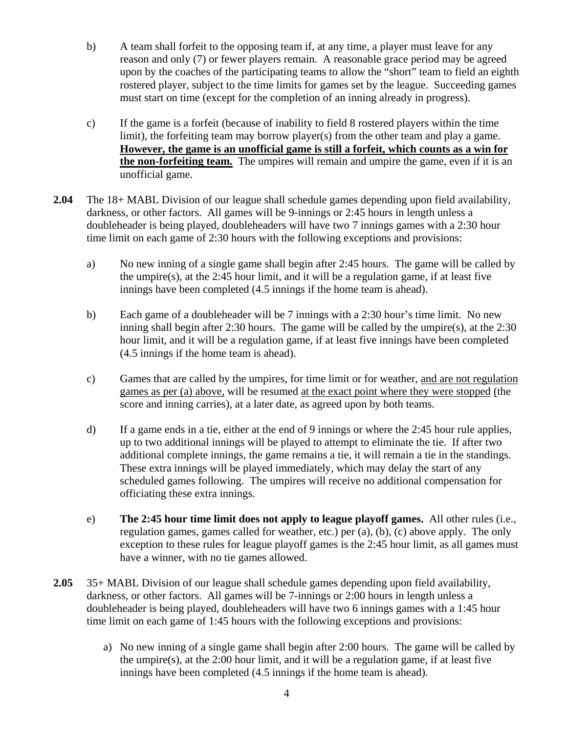b) A team shall forfeit to the opposing team if, at any time, a player must leave for any reason and only (7) or fewer players remain. A reasonable grace period may be agreed upon by the coaches of the participating teams to allow the "short" team to field an eighth rostered player, subject to the time limits for games set by the league. Succeeding games must start on time (except for the completion of an inning already in progress).

c) If the game is a forfeit (because of inability to field 8 rostered players within the time limit), the forfeiting team may borrow player(s) from the other team and play a game. <u>**However, the game is an unofficial game is still a forfeit, which counts as a win for the non-forfeiting team.**</u> The umpires will remain and umpire the game, even if it is an unofficial game.

**2.04** The 18+ MABL Division of our league shall schedule games depending upon field availability, darkness, or other factors. All games will be 9-innings or 2:45 hours in length unless a doubleheader is being played, doubleheaders will have two 7 innings games with a 2:30 hour time limit on each game of 2:30 hours with the following exceptions and provisions:

a) No new inning of a single game shall begin after 2:45 hours. The game will be called by the umpire(s), at the 2:45 hour limit, and it will be a regulation game, if at least five innings have been completed (4.5 innings if the home team is ahead).

b) Each game of a doubleheader will be 7 innings with a 2:30 hour's time limit. No new inning shall begin after 2:30 hours. The game will be called by the umpire(s), at the 2:30 hour limit, and it will be a regulation game, if at least five innings have been completed (4.5 innings if the home team is ahead).

c) Games that are called by the umpires, for time limit or for weather, <u>and are not regulation games as per (a) above,</u> will be resumed <u>at the exact point where they were stopped</u> (the score and inning carries), at a later date, as agreed upon by both teams.

d) If a game ends in a tie, either at the end of 9 innings or where the 2:45 hour rule applies, up to two additional innings will be played to attempt to eliminate the tie. If after two additional complete innings, the game remains a tie, it will remain a tie in the standings. These extra innings will be played immediately, which may delay the start of any scheduled games following. The umpires will receive no additional compensation for officiating these extra innings.

e) **The 2:45 hour time limit does not apply to league playoff games.** All other rules (i.e., regulation games, games called for weather, etc.) per (a), (b), (c) above apply. The only exception to these rules for league playoff games is the 2:45 hour limit, as all games must have a winner, with no tie games allowed.

**2.05** 35+ MABL Division of our league shall schedule games depending upon field availability, darkness, or other factors. All games will be 7-innings or 2:00 hours in length unless a doubleheader is being played, doubleheaders will have two 6 innings games with a 1:45 hour time limit on each game of 1:45 hours with the following exceptions and provisions:

a) No new inning of a single game shall begin after 2:00 hours. The game will be called by the umpire(s), at the 2:00 hour limit, and it will be a regulation game, if at least five innings have been completed (4.5 innings if the home team is ahead).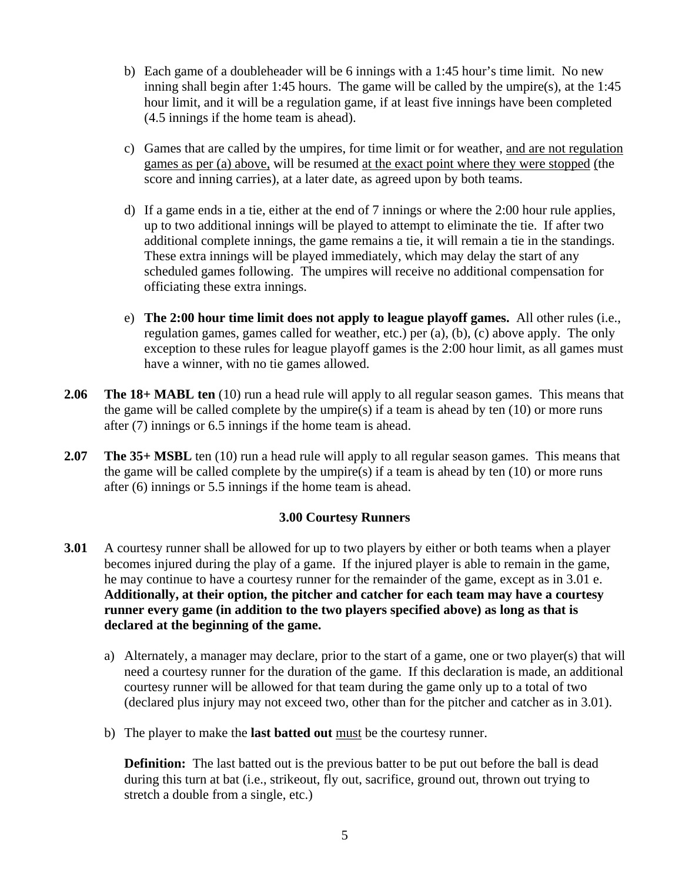b) Each game of a doubleheader will be 6 innings with a 1:45 hour's time limit. No new inning shall begin after 1:45 hours. The game will be called by the umpire(s), at the 1:45 hour limit, and it will be a regulation game, if at least five innings have been completed (4.5 innings if the home team is ahead).

c) Games that are called by the umpires, for time limit or for weather, <u>and are not regulation games as per (a) above,</u> will be resumed <u>at the exact point where they were stopped</u> (the score and inning carries), at a later date, as agreed upon by both teams.

d) If a game ends in a tie, either at the end of 7 innings or where the 2:00 hour rule applies, up to two additional innings will be played to attempt to eliminate the tie. If after two additional complete innings, the game remains a tie, it will remain a tie in the standings. These extra innings will be played immediately, which may delay the start of any scheduled games following. The umpires will receive no additional compensation for officiating these extra innings.

e) **The 2:00 hour time limit does not apply to league playoff games.** All other rules (i.e., regulation games, games called for weather, etc.) per (a), (b), (c) above apply. The only exception to these rules for league playoff games is the 2:00 hour limit, as all games must have a winner, with no tie games allowed.

**2.06** **The 18+ MABL ten** (10) run a head rule will apply to all regular season games. This means that the game will be called complete by the umpire(s) if a team is ahead by ten (10) or more runs after (7) innings or 6.5 innings if the home team is ahead.

**2.07** **The 35+ MSBL** ten (10) run a head rule will apply to all regular season games. This means that the game will be called complete by the umpire(s) if a team is ahead by ten (10) or more runs after (6) innings or 5.5 innings if the home team is ahead.

## 3.00 Courtesy Runners

**3.01** A courtesy runner shall be allowed for up to two players by either or both teams when a player becomes injured during the play of a game. If the injured player is able to remain in the game, he may continue to have a courtesy runner for the remainder of the game, except as in 3.01 e. **Additionally, at their option, the pitcher and catcher for each team may have a courtesy runner every game (in addition to the two players specified above) as long as that is declared at the beginning of the game.**

a) Alternately, a manager may declare, prior to the start of a game, one or two player(s) that will need a courtesy runner for the duration of the game. If this declaration is made, an additional courtesy runner will be allowed for that team during the game only up to a total of two (declared plus injury may not exceed two, other than for the pitcher and catcher as in 3.01).

b) The player to make the **last batted out** <u>must</u> be the courtesy runner.

**Definition:** The last batted out is the previous batter to be put out before the ball is dead during this turn at bat (i.e., strikeout, fly out, sacrifice, ground out, thrown out trying to stretch a double from a single, etc.)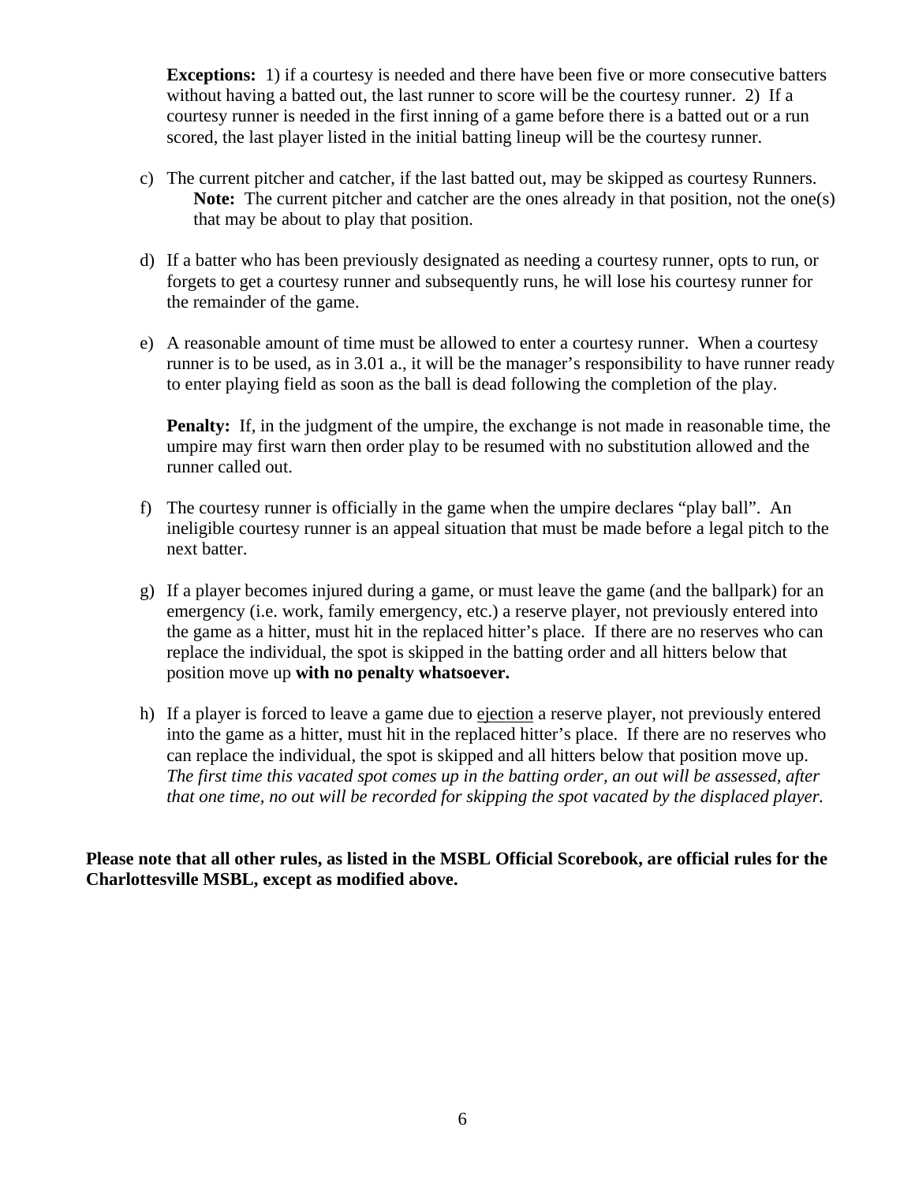**Exceptions:** 1) if a courtesy is needed and there have been five or more consecutive batters without having a batted out, the last runner to score will be the courtesy runner. 2) If a courtesy runner is needed in the first inning of a game before there is a batted out or a run scored, the last player listed in the initial batting lineup will be the courtesy runner.

c) The current pitcher and catcher, if the last batted out, may be skipped as courtesy Runners.
   **Note:** The current pitcher and catcher are the ones already in that position, not the one(s) that may be about to play that position.

d) If a batter who has been previously designated as needing a courtesy runner, opts to run, or forgets to get a courtesy runner and subsequently runs, he will lose his courtesy runner for the remainder of the game.

e) A reasonable amount of time must be allowed to enter a courtesy runner. When a courtesy runner is to be used, as in 3.01 a., it will be the manager's responsibility to have runner ready to enter playing field as soon as the ball is dead following the completion of the play.

   **Penalty:** If, in the judgment of the umpire, the exchange is not made in reasonable time, the umpire may first warn then order play to be resumed with no substitution allowed and the runner called out.

f) The courtesy runner is officially in the game when the umpire declares "play ball". An ineligible courtesy runner is an appeal situation that must be made before a legal pitch to the next batter.

g) If a player becomes injured during a game, or must leave the game (and the ballpark) for an emergency (i.e. work, family emergency, etc.) a reserve player, not previously entered into the game as a hitter, must hit in the replaced hitter's place. If there are no reserves who can replace the individual, the spot is skipped in the batting order and all hitters below that position move up **with no penalty whatsoever.**

h) If a player is forced to leave a game due to <u>ejection</u> a reserve player, not previously entered into the game as a hitter, must hit in the replaced hitter's place. If there are no reserves who can replace the individual, the spot is skipped and all hitters below that position move up. *The first time this vacated spot comes up in the batting order, an out will be assessed, after that one time, no out will be recorded for skipping the spot vacated by the displaced player.*

**Please note that all other rules, as listed in the MSBL Official Scorebook, are official rules for the Charlottesville MSBL, except as modified above.**